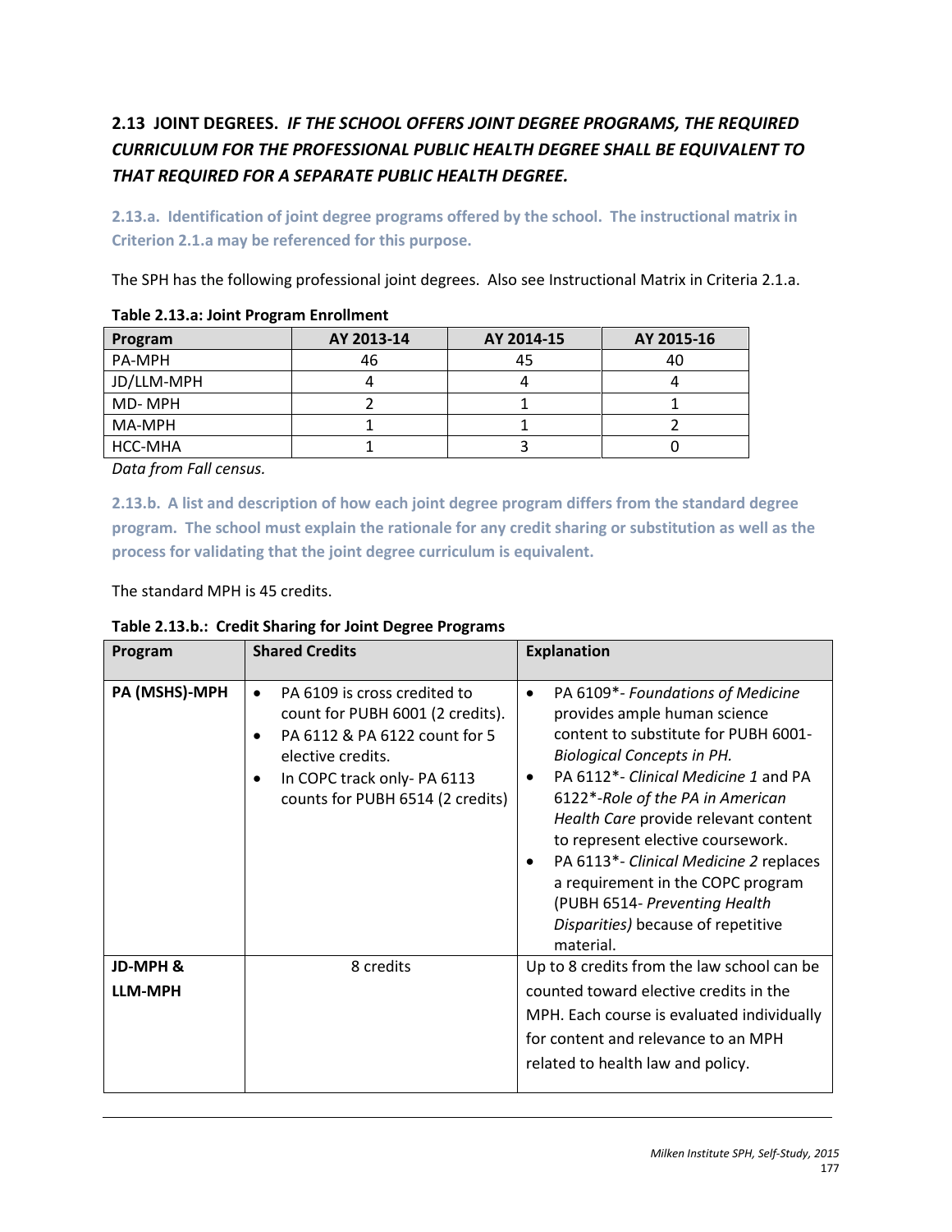## 2.13 JOINT DEGREES. *IF THE SCHOOL OFFERS JOINT DEGREE PROGRAMS, THE REQUIRED CURRICULUM FOR THE PROFESSIONAL PUBLIC HEALTH DEGREE SHALL BE EQUIVALENT TO THAT REQUIRED FOR A SEPARATE PUBLIC HEALTH DEGREE.*

**2.13.a. Identification of joint degree programs offered by the school. The instructional matrix in Criterion 2.1.a may be referenced for this purpose.**

The SPH has the following professional joint degrees. Also see Instructional Matrix in Criteria 2.1.a.

**Table 2.13.a: Joint Program Enrollment**

| Program | AY 2013-14 | AY 2014-15 | AY 2015-16 |
|---|---|---|---|
| PA-MPH | 46 | 45 | 40 |
| JD/LLM-MPH | 4 | 4 | 4 |
| MD- MPH | 2 | 1 | 1 |
| MA-MPH | 1 | 1 | 2 |
| HCC-MHA | 1 | 3 | 0 |

*Data from Fall census.*

**2.13.b. A list and description of how each joint degree program differs from the standard degree program. The school must explain the rationale for any credit sharing or substitution as well as the process for validating that the joint degree curriculum is equivalent.**

The standard MPH is 45 credits.

**Table 2.13.b.: Credit Sharing for Joint Degree Programs**

| Program | Shared Credits | Explanation |
|---|---|---|
| **PA (MSHS)-MPH** | • PA 6109 is cross credited to count for PUBH 6001 (2 credits).<br>• PA 6112 & PA 6122 count for 5 elective credits.<br>• In COPC track only- PA 6113 counts for PUBH 6514 (2 credits) | • PA 6109*- *Foundations of Medicine* provides ample human science content to substitute for PUBH 6001- *Biological Concepts in PH.*<br>• PA 6112*- *Clinical Medicine 1* and PA 6122*-*Role of the PA in American Health Care* provide relevant content to represent elective coursework.<br>• PA 6113*- *Clinical Medicine 2* replaces a requirement in the COPC program (PUBH 6514- *Preventing Health Disparities)* because of repetitive material. |
| **JD-MPH & LLM-MPH** | 8 credits | Up to 8 credits from the law school can be counted toward elective credits in the MPH. Each course is evaluated individually for content and relevance to an MPH related to health law and policy. |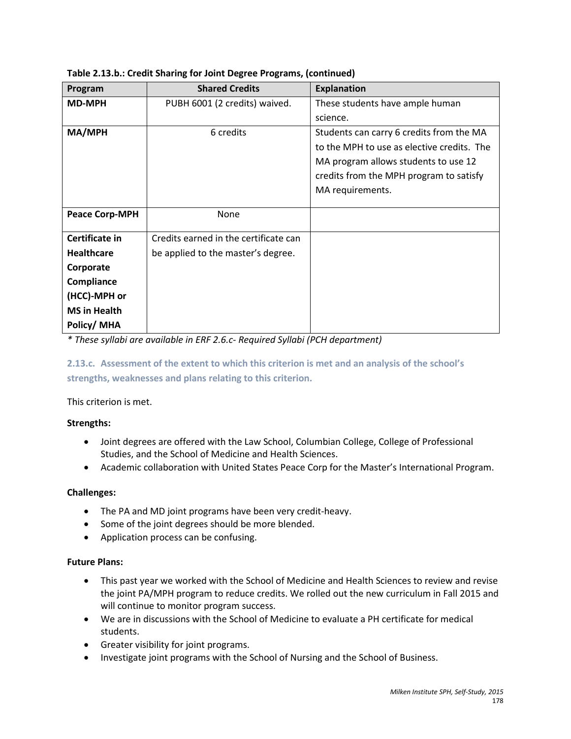**Table 2.13.b.: Credit Sharing for Joint Degree Programs, (continued)**

| Program | Shared Credits | Explanation |
|---|---|---|
| **MD-MPH** | PUBH 6001 (2 credits) waived. | These students have ample human science. |
| **MA/MPH** | 6 credits | Students can carry 6 credits from the MA to the MPH to use as elective credits. The MA program allows students to use 12 credits from the MPH program to satisfy MA requirements. |
| **Peace Corp-MPH** | None | |
| **Certificate in Healthcare Corporate Compliance (HCC)-MPH or MS in Health Policy/ MHA** | Credits earned in the certificate can be applied to the master's degree. | |

*\* These syllabi are available in ERF 2.6.c- Required Syllabi (PCH department)*

### 2.13.c. Assessment of the extent to which this criterion is met and an analysis of the school's strengths, weaknesses and plans relating to this criterion.

This criterion is met.

**Strengths:**

- Joint degrees are offered with the Law School, Columbian College, College of Professional Studies, and the School of Medicine and Health Sciences.
- Academic collaboration with United States Peace Corp for the Master's International Program.

**Challenges:**

- The PA and MD joint programs have been very credit-heavy.
- Some of the joint degrees should be more blended.
- Application process can be confusing.

**Future Plans:**

- This past year we worked with the School of Medicine and Health Sciences to review and revise the joint PA/MPH program to reduce credits. We rolled out the new curriculum in Fall 2015 and will continue to monitor program success.
- We are in discussions with the School of Medicine to evaluate a PH certificate for medical students.
- Greater visibility for joint programs.
- Investigate joint programs with the School of Nursing and the School of Business.